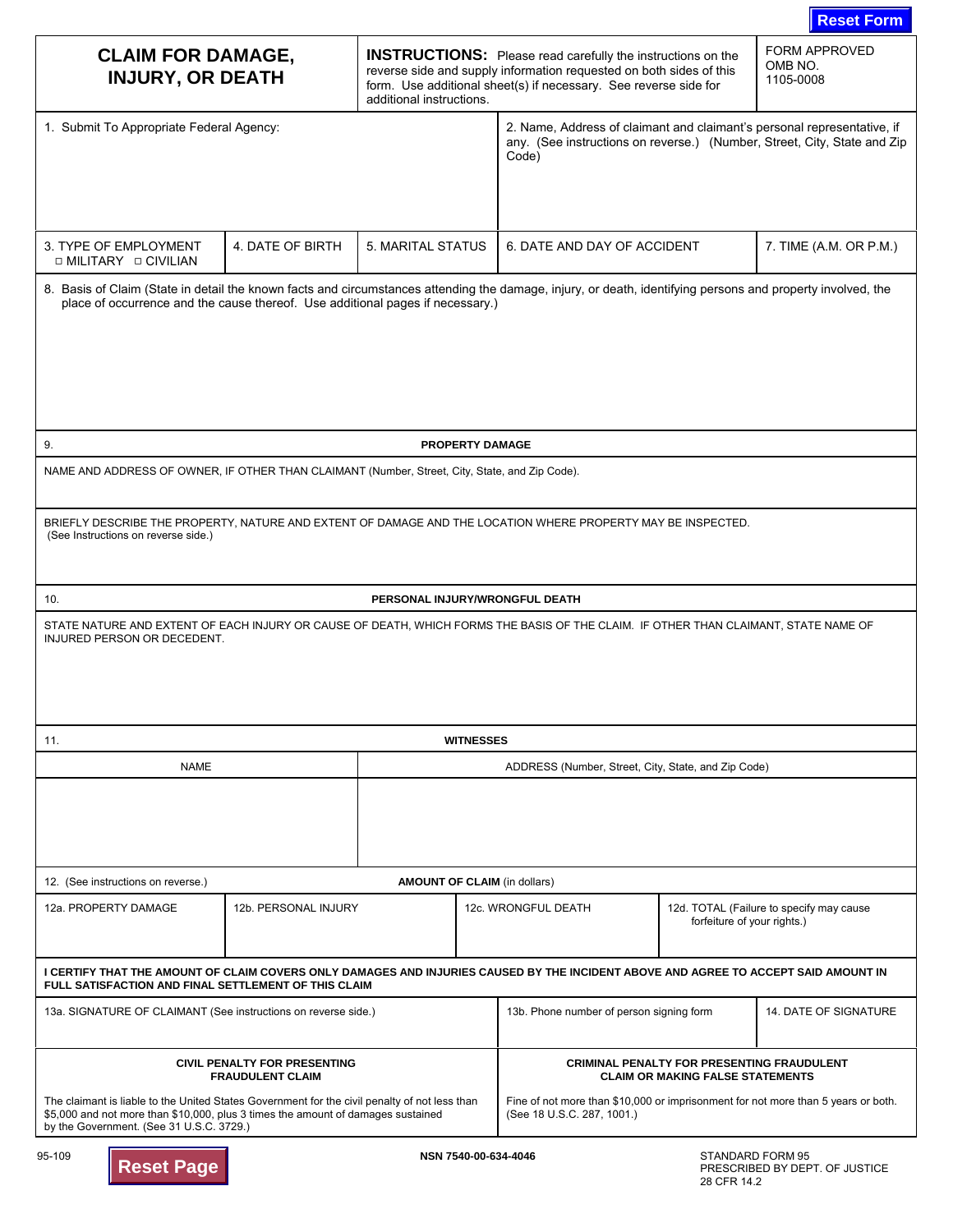# CLAIM FOR DAMAGE, INJURY, OR DEATH

**INSTRUCTIONS:** Please read carefully the instructions on the reverse side and supply information requested on both sides of this form. Use additional sheet(s) if necessary. See reverse side for additional instructions.

FORM APPROVED
OMB NO.
1105-0008

1. Submit To Appropriate Federal Agency:

2. Name, Address of claimant and claimant's personal representative, if any. (See instructions on reverse.) (Number, Street, City, State and Zip Code)

| 3. TYPE OF EMPLOYMENT ☐ MILITARY ☐ CIVILIAN | 4. DATE OF BIRTH | 5. MARITAL STATUS | 6. DATE AND DAY OF ACCIDENT | 7. TIME (A.M. OR P.M.) |
|---|---|---|---|---|
| | | | | |

8. Basis of Claim (State in detail the known facts and circumstances attending the damage, injury, or death, identifying persons and property involved, the place of occurrence and the cause thereof. Use additional pages if necessary.)

9. **PROPERTY DAMAGE**

NAME AND ADDRESS OF OWNER, IF OTHER THAN CLAIMANT (Number, Street, City, State, and Zip Code).

BRIEFLY DESCRIBE THE PROPERTY, NATURE AND EXTENT OF DAMAGE AND THE LOCATION WHERE PROPERTY MAY BE INSPECTED. (See Instructions on reverse side.)

10. **PERSONAL INJURY/WRONGFUL DEATH**

STATE NATURE AND EXTENT OF EACH INJURY OR CAUSE OF DEATH, WHICH FORMS THE BASIS OF THE CLAIM. IF OTHER THAN CLAIMANT, STATE NAME OF INJURED PERSON OR DECEDENT.

11. **WITNESSES**

| NAME | ADDRESS (Number, Street, City, State, and Zip Code) |
|---|---|
| | |

12. (See instructions on reverse.) **AMOUNT OF CLAIM** (in dollars)

| 12a. PROPERTY DAMAGE | 12b. PERSONAL INJURY | 12c. WRONGFUL DEATH | 12d. TOTAL (Failure to specify may cause forfeiture of your rights.) |
|---|---|---|---|
| | | | |

**I CERTIFY THAT THE AMOUNT OF CLAIM COVERS ONLY DAMAGES AND INJURIES CAUSED BY THE INCIDENT ABOVE AND AGREE TO ACCEPT SAID AMOUNT IN FULL SATISFACTION AND FINAL SETTLEMENT OF THIS CLAIM**

| 13a. SIGNATURE OF CLAIMANT (See instructions on reverse side.) | 13b. Phone number of person signing form | 14. DATE OF SIGNATURE |
|---|---|---|
| | | |

**CIVIL PENALTY FOR PRESENTING FRAUDULENT CLAIM**

The claimant is liable to the United States Government for the civil penalty of not less than $5,000 and not more than $10,000, plus 3 times the amount of damages sustained by the Government. (See 31 U.S.C. 3729.)

**CRIMINAL PENALTY FOR PRESENTING FRAUDULENT CLAIM OR MAKING FALSE STATEMENTS**

Fine of not more than $10,000 or imprisonment for not more than 5 years or both. (See 18 U.S.C. 287, 1001.)

95-109

**NSN 7540-00-634-4046**

STANDARD FORM 95
PRESCRIBED BY DEPT. OF JUSTICE
28 CFR 14.2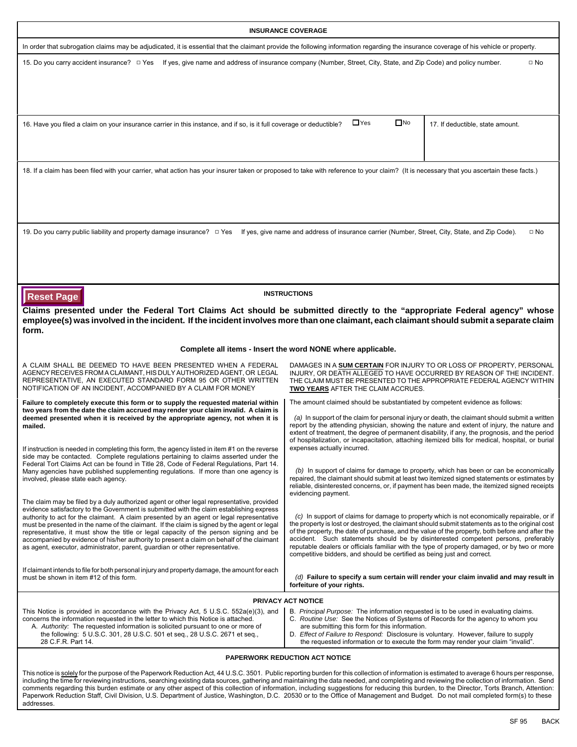## INSURANCE COVERAGE

In order that subrogation claims may be adjudicated, it is essential that the claimant provide the following information regarding the insurance coverage of his vehicle or property.

15. Do you carry accident insurance? ☐ Yes If yes, give name and address of insurance company (Number, Street, City, State, and Zip Code) and policy number. ☐ No

16. Have you filed a claim on your insurance carrier in this instance, and if so, is it full coverage or deductible? ☐ Yes ☐ No

17. If deductible, state amount.

18. If a claim has been filed with your carrier, what action has your insurer taken or proposed to take with reference to your claim? (It is necessary that you ascertain these facts.)

19. Do you carry public liability and property damage insurance? ☐ Yes If yes, give name and address of insurance carrier (Number, Street, City, State, and Zip Code). ☐ No

Reset Page

## INSTRUCTIONS

**Claims presented under the Federal Tort Claims Act should be submitted directly to the "appropriate Federal agency" whose employee(s) was involved in the incident. If the incident involves more than one claimant, each claimant should submit a separate claim form.**

**Complete all items - Insert the word NONE where applicable.**

A CLAIM SHALL BE DEEMED TO HAVE BEEN PRESENTED WHEN A FEDERAL AGENCY RECEIVES FROM A CLAIMANT, HIS DULY AUTHORIZED AGENT, OR LEGAL REPRESENTATIVE, AN EXECUTED STANDARD FORM 95 OR OTHER WRITTEN NOTIFICATION OF AN INCIDENT, ACCOMPANIED BY A CLAIM FOR MONEY DAMAGES IN A **SUM CERTAIN** FOR INJURY TO OR LOSS OF PROPERTY, PERSONAL INJURY, OR DEATH ALLEGED TO HAVE OCCURRED BY REASON OF THE INCIDENT. THE CLAIM MUST BE PRESENTED TO THE APPROPRIATE FEDERAL AGENCY WITHIN **TWO YEARS** AFTER THE CLAIM ACCRUES.

**Failure to completely execute this form or to supply the requested material within two years from the date the claim accrued may render your claim invalid. A claim is deemed presented when it is received by the appropriate agency, not when it is mailed.**

If instruction is needed in completing this form, the agency listed in item #1 on the reverse side may be contacted. Complete regulations pertaining to claims asserted under the Federal Tort Claims Act can be found in Title 28, Code of Federal Regulations, Part 14. Many agencies have published supplementing regulations. If more than one agency is involved, please state each agency.

The claim may be filed by a duly authorized agent or other legal representative, provided evidence satisfactory to the Government is submitted with the claim establishing express authority to act for the claimant. A claim presented by an agent or legal representative must be presented in the name of the claimant. If the claim is signed by the agent or legal representative, it must show the title or legal capacity of the person signing and be accompanied by evidence of his/her authority to present a claim on behalf of the claimant as agent, executor, administrator, parent, guardian or other representative.

If claimant intends to file for both personal injury and property damage, the amount for each must be shown in item #12 of this form.

The amount claimed should be substantiated by competent evidence as follows:

(a) In support of the claim for personal injury or death, the claimant should submit a written report by the attending physician, showing the nature and extent of injury, the nature and extent of treatment, the degree of permanent disability, if any, the prognosis, and the period of hospitalization, or incapacitation, attaching itemized bills for medical, hospital, or burial expenses actually incurred.

(b) In support of claims for damage to property, which has been or can be economically repaired, the claimant should submit at least two itemized signed statements or estimates by reliable, disinterested concerns, or, if payment has been made, the itemized signed receipts evidencing payment.

(c) In support of claims for damage to property which is not economically repairable, or if the property is lost or destroyed, the claimant should submit statements as to the original cost of the property, the date of purchase, and the value of the property, both before and after the accident. Such statements should be by disinterested competent persons, preferably reputable dealers or officials familiar with the type of property damaged, or by two or more competitive bidders, and should be certified as being just and correct.

(d) **Failure to specify a sum certain will render your claim invalid and may result in forfeiture of your rights.**

## PRIVACY ACT NOTICE

This Notice is provided in accordance with the Privacy Act, 5 U.S.C. 552a(e)(3), and concerns the information requested in the letter to which this Notice is attached.

A. *Authority:* The requested information is solicited pursuant to one or more of the following: 5 U.S.C. 301, 28 U.S.C. 501 et seq., 28 U.S.C. 2671 et seq., 28 C.F.R. Part 14.

B. *Principal Purpose:* The information requested is to be used in evaluating claims.

C. *Routine Use:* See the Notices of Systems of Records for the agency to whom you are submitting this form for this information.

D. *Effect of Failure to Respond:* Disclosure is voluntary. However, failure to supply the requested information or to execute the form may render your claim "invalid".

## PAPERWORK REDUCTION ACT NOTICE

This notice is solely for the purpose of the Paperwork Reduction Act, 44 U.S.C. 3501. Public reporting burden for this collection of information is estimated to average 6 hours per response, including the time for reviewing instructions, searching existing data sources, gathering and maintaining the data needed, and completing and reviewing the collection of information. Send comments regarding this burden estimate or any other aspect of this collection of information, including suggestions for reducing this burden, to the Director, Torts Branch, Attention: Paperwork Reduction Staff, Civil Division, U.S. Department of Justice, Washington, D.C. 20530 or to the Office of Management and Budget. Do not mail completed form(s) to these addresses.

SF 95 BACK